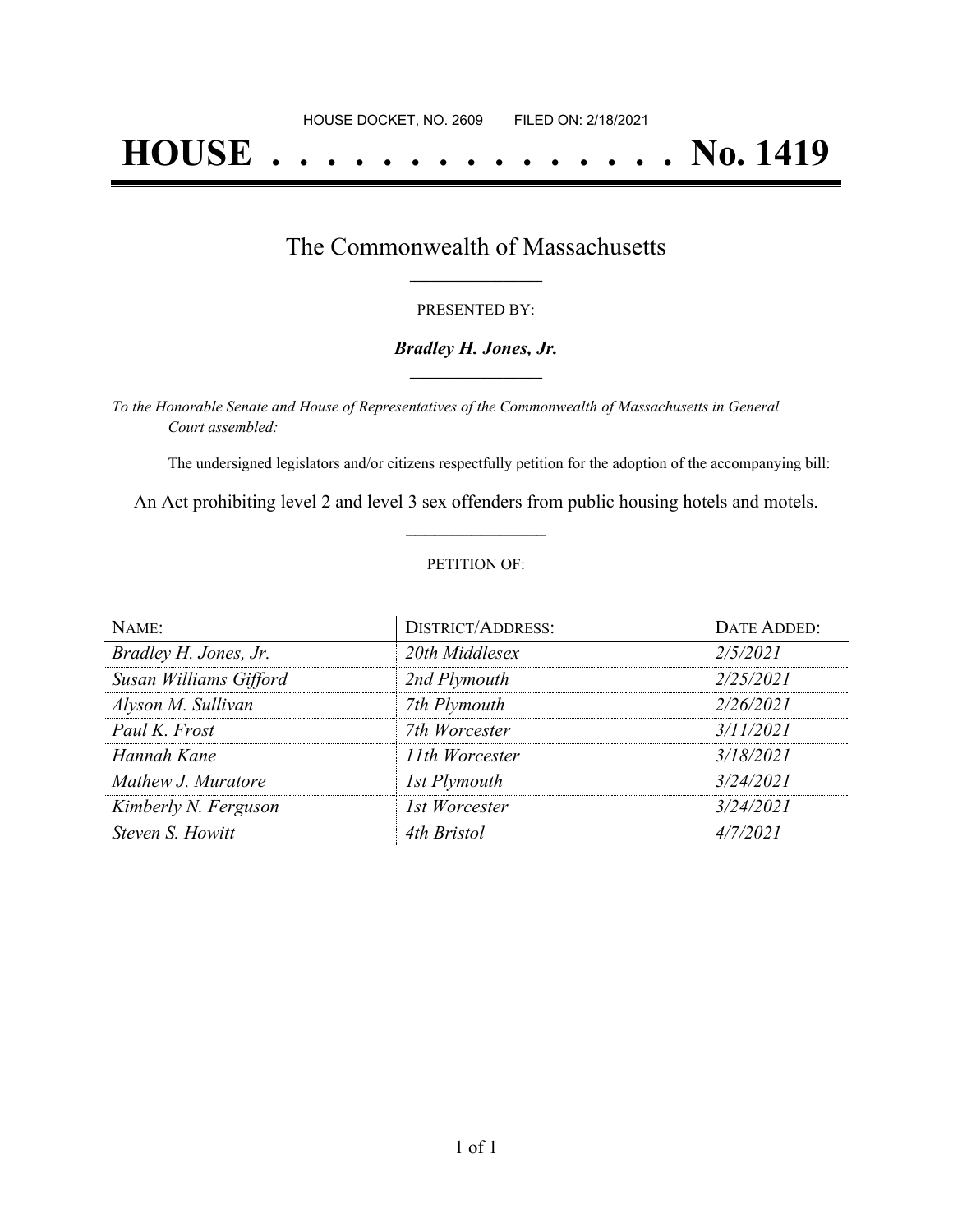HOUSE DOCKET, NO. 2609 FILED ON: 2/18/2021

# HOUSE . . . . . . . . . . . . . . . No. 1419

## The Commonwealth of Massachusetts

PRESENTED BY:

***Bradley H. Jones, Jr.***

*To the Honorable Senate and House of Representatives of the Commonwealth of Massachusetts in General Court assembled:*

The undersigned legislators and/or citizens respectfully petition for the adoption of the accompanying bill:

An Act prohibiting level 2 and level 3 sex offenders from public housing hotels and motels.

PETITION OF:

| NAME: | DISTRICT/ADDRESS: | DATE ADDED: |
| --- | --- | --- |
| *Bradley H. Jones, Jr.* | *20th Middlesex* | *2/5/2021* |
| *Susan Williams Gifford* | *2nd Plymouth* | *2/25/2021* |
| *Alyson M. Sullivan* | *7th Plymouth* | *2/26/2021* |
| *Paul K. Frost* | *7th Worcester* | *3/11/2021* |
| *Hannah Kane* | *11th Worcester* | *3/18/2021* |
| *Mathew J. Muratore* | *1st Plymouth* | *3/24/2021* |
| *Kimberly N. Ferguson* | *1st Worcester* | *3/24/2021* |
| *Steven S. Howitt* | *4th Bristol* | *4/7/2021* |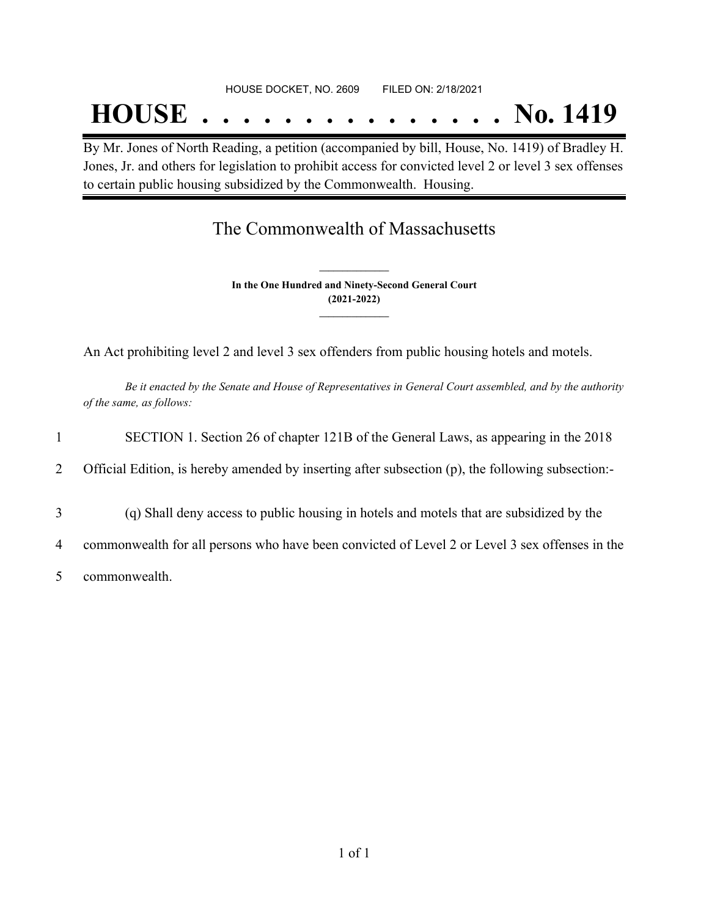HOUSE DOCKET, NO. 2609 FILED ON: 2/18/2021

# HOUSE . . . . . . . . . . . . . . . No. 1419

By Mr. Jones of North Reading, a petition (accompanied by bill, House, No. 1419) of Bradley H. Jones, Jr. and others for legislation to prohibit access for convicted level 2 or level 3 sex offenses to certain public housing subsidized by the Commonwealth. Housing.

## The Commonwealth of Massachusetts

**In the One Hundred and Ninety-Second General Court**
**(2021-2022)**

An Act prohibiting level 2 and level 3 sex offenders from public housing hotels and motels.

*Be it enacted by the Senate and House of Representatives in General Court assembled, and by the authority of the same, as follows:*

1 SECTION 1. Section 26 of chapter 121B of the General Laws, as appearing in the 2018
2 Official Edition, is hereby amended by inserting after subsection (p), the following subsection:-

3 (q) Shall deny access to public housing in hotels and motels that are subsidized by the
4 commonwealth for all persons who have been convicted of Level 2 or Level 3 sex offenses in the
5 commonwealth.